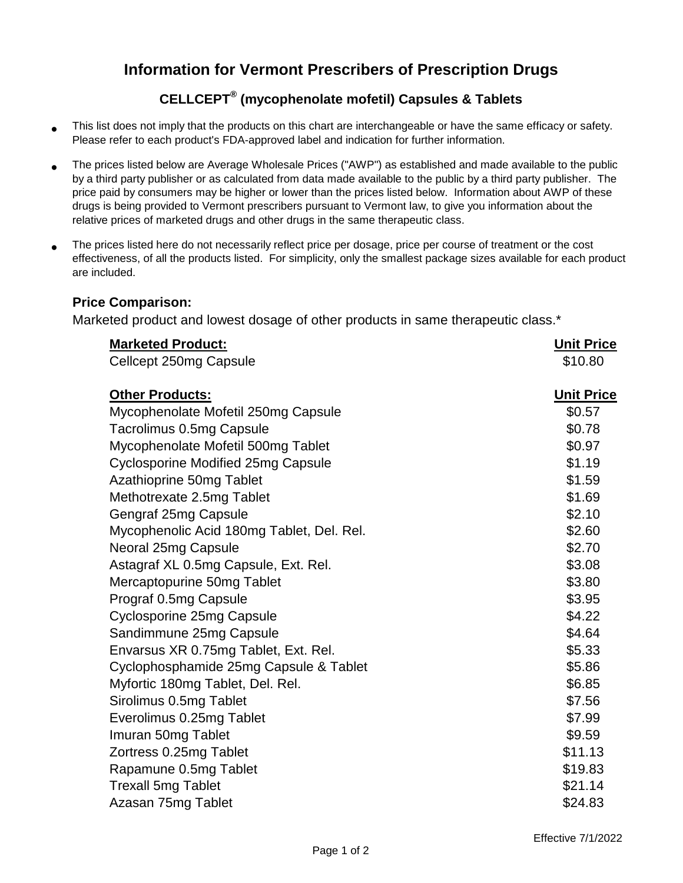# Information for Vermont Prescribers of Prescription Drugs

## CELLCEPT® (mycophenolate mofetil) Capsules & Tablets

- This list does not imply that the products on this chart are interchangeable or have the same efficacy or safety. Please refer to each product's FDA-approved label and indication for further information.
- The prices listed below are Average Wholesale Prices ("AWP") as established and made available to the public by a third party publisher or as calculated from data made available to the public by a third party publisher. The price paid by consumers may be higher or lower than the prices listed below. Information about AWP of these drugs is being provided to Vermont prescribers pursuant to Vermont law, to give you information about the relative prices of marketed drugs and other drugs in the same therapeutic class.
- The prices listed here do not necessarily reflect price per dosage, price per course of treatment or the cost effectiveness, of all the products listed. For simplicity, only the smallest package sizes available for each product are included.

### Price Comparison:

Marketed product and lowest dosage of other products in same therapeutic class.*

| **Marketed Product:** | **Unit Price** |
|---|---|
| Cellcept 250mg Capsule | $10.80 |

| **Other Products:** | **Unit Price** |
|---|---|
| Mycophenolate Mofetil 250mg Capsule | $0.57 |
| Tacrolimus 0.5mg Capsule | $0.78 |
| Mycophenolate Mofetil 500mg Tablet | $0.97 |
| Cyclosporine Modified 25mg Capsule | $1.19 |
| Azathioprine 50mg Tablet | $1.59 |
| Methotrexate 2.5mg Tablet | $1.69 |
| Gengraf 25mg Capsule | $2.10 |
| Mycophenolic Acid 180mg Tablet, Del. Rel. | $2.60 |
| Neoral 25mg Capsule | $2.70 |
| Astagraf XL 0.5mg Capsule, Ext. Rel. | $3.08 |
| Mercaptopurine 50mg Tablet | $3.80 |
| Prograf 0.5mg Capsule | $3.95 |
| Cyclosporine 25mg Capsule | $4.22 |
| Sandimmune 25mg Capsule | $4.64 |
| Envarsus XR 0.75mg Tablet, Ext. Rel. | $5.33 |
| Cyclophosphamide 25mg Capsule & Tablet | $5.86 |
| Myfortic 180mg Tablet, Del. Rel. | $6.85 |
| Sirolimus 0.5mg Tablet | $7.56 |
| Everolimus 0.25mg Tablet | $7.99 |
| Imuran 50mg Tablet | $9.59 |
| Zortress 0.25mg Tablet | $11.13 |
| Rapamune 0.5mg Tablet | $19.83 |
| Trexall 5mg Tablet | $21.14 |
| Azasan 75mg Tablet | $24.83 |

Effective 7/1/2022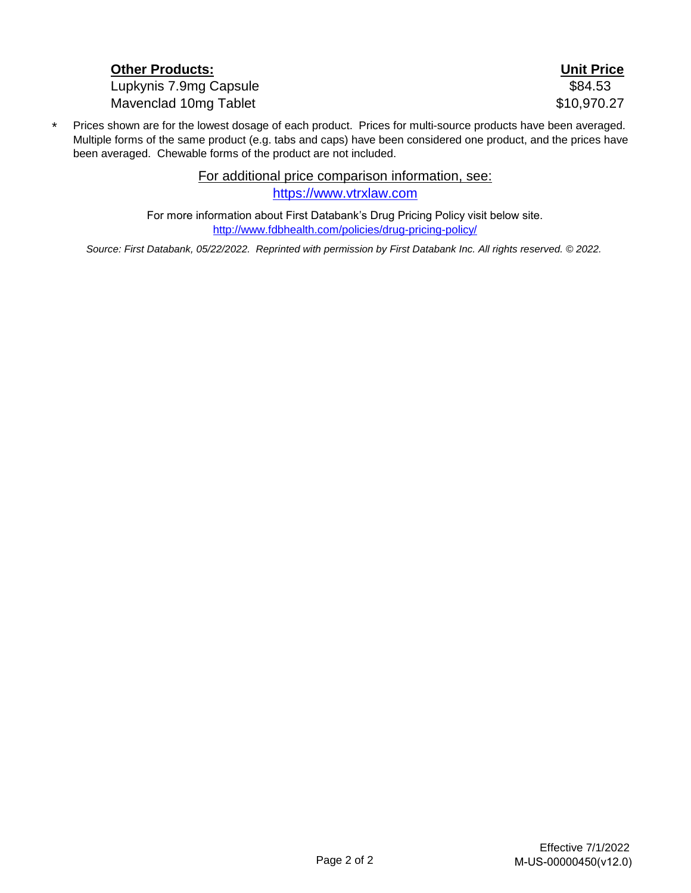| **Other Products:** | **Unit Price** |
| --- | --- |
| Lupkynis 7.9mg Capsule | $84.53 |
| Mavenclad 10mg Tablet | $10,970.27 |

\* Prices shown are for the lowest dosage of each product. Prices for multi-source products have been averaged. Multiple forms of the same product (e.g. tabs and caps) have been considered one product, and the prices have been averaged. Chewable forms of the product are not included.

For additional price comparison information, see:
https://www.vtrxlaw.com

For more information about First Databank's Drug Pricing Policy visit below site.
http://www.fdbhealth.com/policies/drug-pricing-policy/

*Source: First Databank, 05/22/2022. Reprinted with permission by First Databank Inc. All rights reserved. © 2022.*

Effective 7/1/2022
M-US-00000450(v12.0)